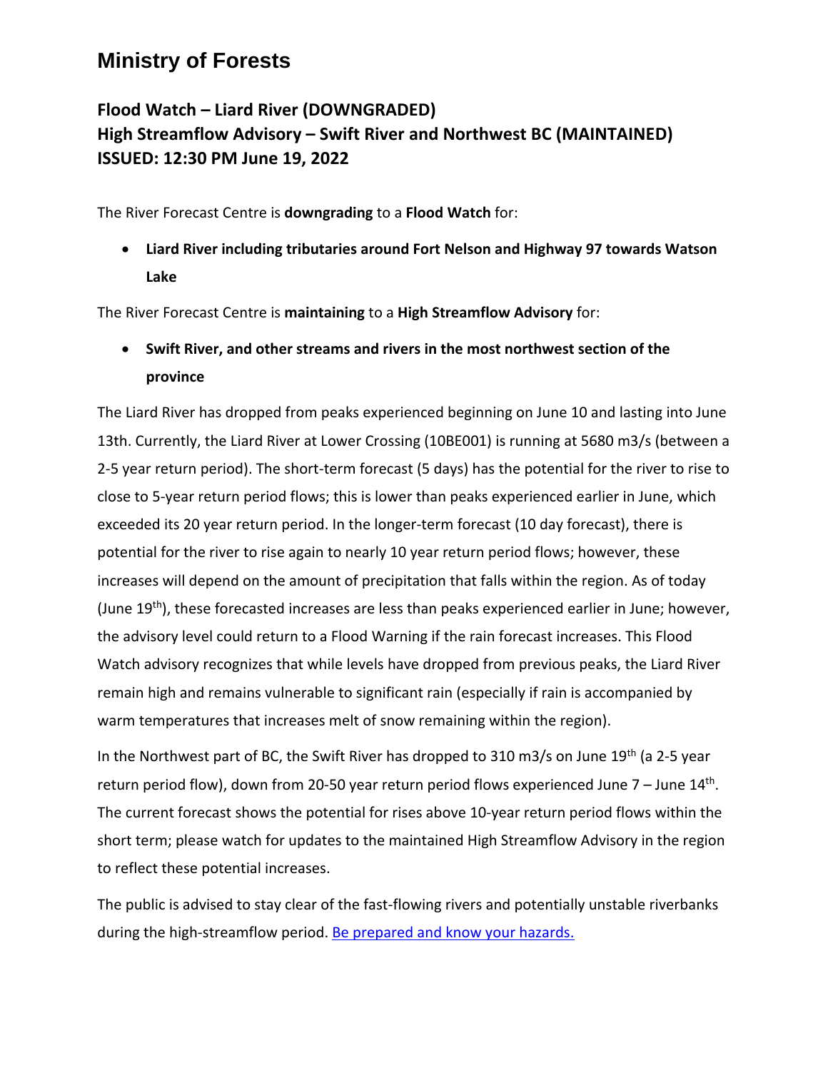# Ministry of Forests

## Flood Watch – Liard River (DOWNGRADED)
## High Streamflow Advisory – Swift River and Northwest BC (MAINTAINED)
## ISSUED: 12:30 PM June 19, 2022

The River Forecast Centre is **downgrading** to a **Flood Watch** for:

- **Liard River including tributaries around Fort Nelson and Highway 97 towards Watson Lake**

The River Forecast Centre is **maintaining** to a **High Streamflow Advisory** for:

- **Swift River, and other streams and rivers in the most northwest section of the province**

The Liard River has dropped from peaks experienced beginning on June 10 and lasting into June 13th. Currently, the Liard River at Lower Crossing (10BE001) is running at 5680 m3/s (between a 2-5 year return period). The short-term forecast (5 days) has the potential for the river to rise to close to 5-year return period flows; this is lower than peaks experienced earlier in June, which exceeded its 20 year return period. In the longer-term forecast (10 day forecast), there is potential for the river to rise again to nearly 10 year return period flows; however, these increases will depend on the amount of precipitation that falls within the region. As of today (June 19th), these forecasted increases are less than peaks experienced earlier in June; however, the advisory level could return to a Flood Warning if the rain forecast increases. This Flood Watch advisory recognizes that while levels have dropped from previous peaks, the Liard River remain high and remains vulnerable to significant rain (especially if rain is accompanied by warm temperatures that increases melt of snow remaining within the region).

In the Northwest part of BC, the Swift River has dropped to 310 m3/s on June 19th (a 2-5 year return period flow), down from 20-50 year return period flows experienced June 7 – June 14th. The current forecast shows the potential for rises above 10-year return period flows within the short term; please watch for updates to the maintained High Streamflow Advisory in the region to reflect these potential increases.

The public is advised to stay clear of the fast-flowing rivers and potentially unstable riverbanks during the high-streamflow period. [Be prepared and know your hazards.]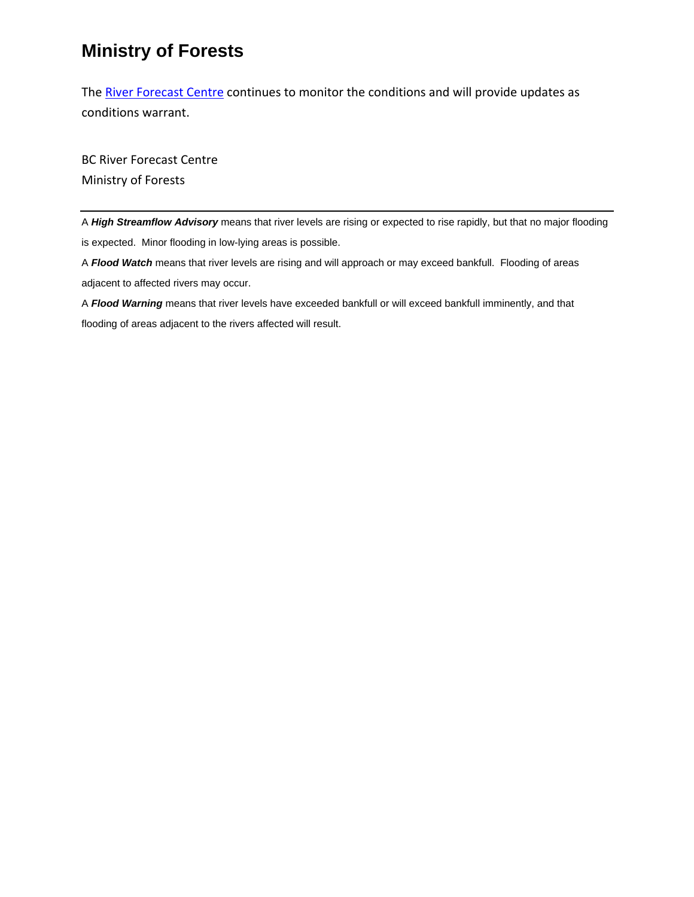# Ministry of Forests

The River Forecast Centre continues to monitor the conditions and will provide updates as conditions warrant.

BC River Forecast Centre
Ministry of Forests

---

A ***High Streamflow Advisory*** means that river levels are rising or expected to rise rapidly, but that no major flooding is expected. Minor flooding in low-lying areas is possible.

A ***Flood Watch*** means that river levels are rising and will approach or may exceed bankfull. Flooding of areas adjacent to affected rivers may occur.

A ***Flood Warning*** means that river levels have exceeded bankfull or will exceed bankfull imminently, and that flooding of areas adjacent to the rivers affected will result.